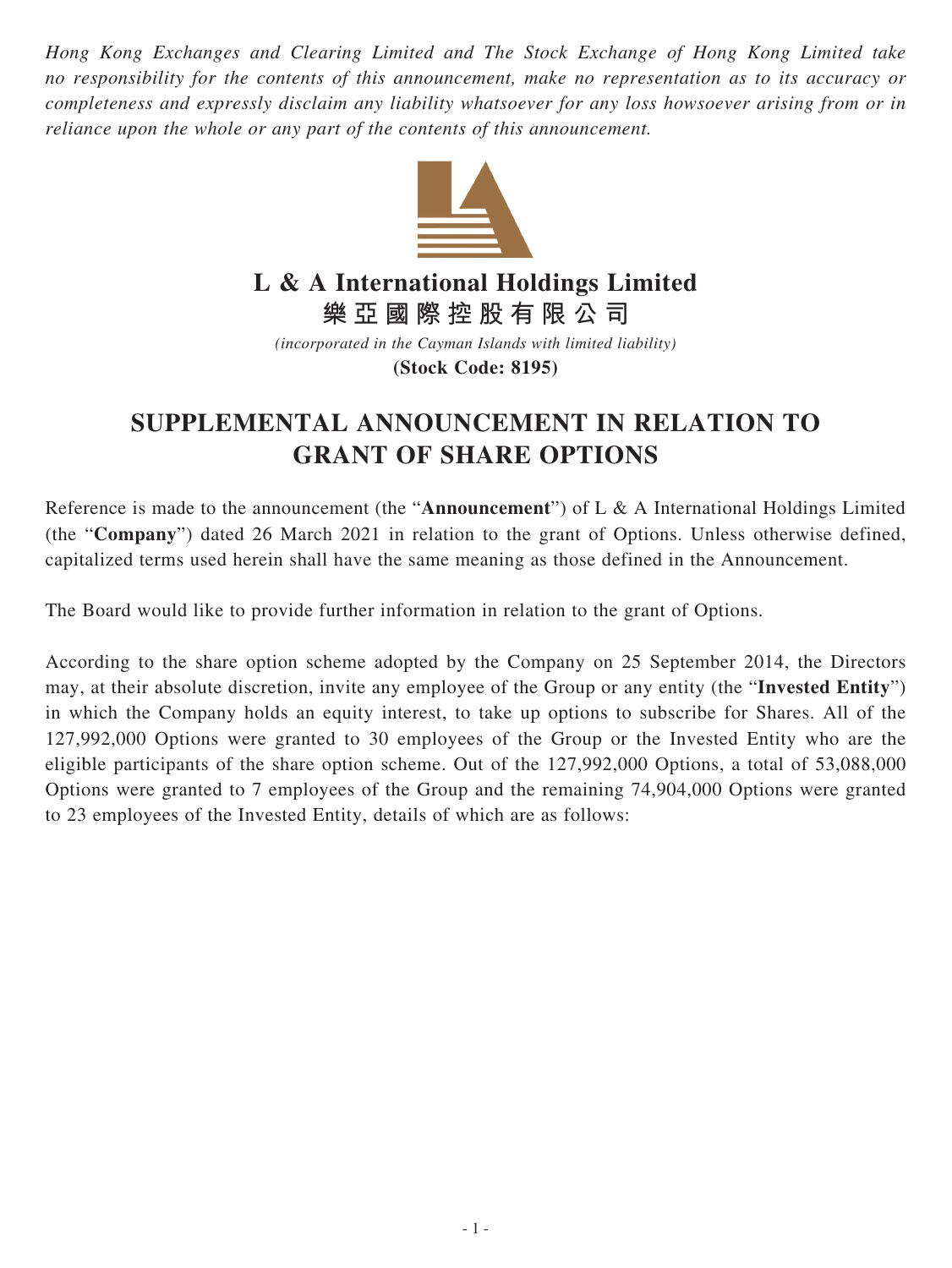*Hong Kong Exchanges and Clearing Limited and The Stock Exchange of Hong Kong Limited take no responsibility for the contents of this announcement, make no representation as to its accuracy or completeness and expressly disclaim any liability whatsoever for any loss howsoever arising from or in reliance upon the whole or any part of the contents of this announcement.*

# L & A International Holdings Limited
# 樂亞國際控股有限公司

*(incorporated in the Cayman Islands with limited liability)*

**(Stock Code: 8195)**

## SUPPLEMENTAL ANNOUNCEMENT IN RELATION TO GRANT OF SHARE OPTIONS

Reference is made to the announcement (the "**Announcement**") of L & A International Holdings Limited (the "**Company**") dated 26 March 2021 in relation to the grant of Options. Unless otherwise defined, capitalized terms used herein shall have the same meaning as those defined in the Announcement.

The Board would like to provide further information in relation to the grant of Options.

According to the share option scheme adopted by the Company on 25 September 2014, the Directors may, at their absolute discretion, invite any employee of the Group or any entity (the "**Invested Entity**") in which the Company holds an equity interest, to take up options to subscribe for Shares. All of the 127,992,000 Options were granted to 30 employees of the Group or the Invested Entity who are the eligible participants of the share option scheme. Out of the 127,992,000 Options, a total of 53,088,000 Options were granted to 7 employees of the Group and the remaining 74,904,000 Options were granted to 23 employees of the Invested Entity, details of which are as follows: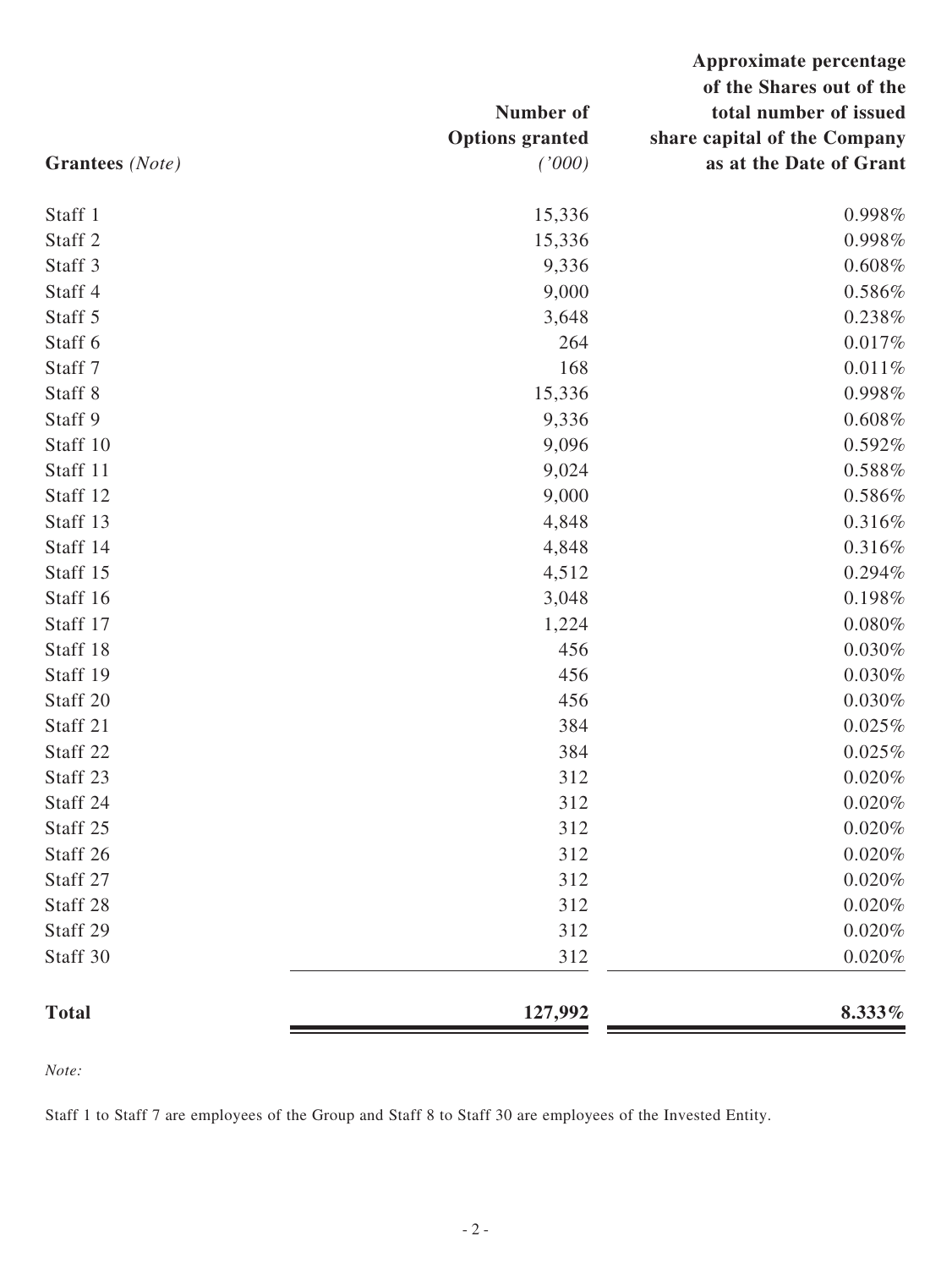| **Grantees** *(Note)* | **Number of Options granted** *('000)* | **Approximate percentage of the Shares out of the total number of issued share capital of the Company as at the Date of Grant** |
|---|---:|---:|
| Staff 1 | 15,336 | 0.998% |
| Staff 2 | 15,336 | 0.998% |
| Staff 3 | 9,336 | 0.608% |
| Staff 4 | 9,000 | 0.586% |
| Staff 5 | 3,648 | 0.238% |
| Staff 6 | 264 | 0.017% |
| Staff 7 | 168 | 0.011% |
| Staff 8 | 15,336 | 0.998% |
| Staff 9 | 9,336 | 0.608% |
| Staff 10 | 9,096 | 0.592% |
| Staff 11 | 9,024 | 0.588% |
| Staff 12 | 9,000 | 0.586% |
| Staff 13 | 4,848 | 0.316% |
| Staff 14 | 4,848 | 0.316% |
| Staff 15 | 4,512 | 0.294% |
| Staff 16 | 3,048 | 0.198% |
| Staff 17 | 1,224 | 0.080% |
| Staff 18 | 456 | 0.030% |
| Staff 19 | 456 | 0.030% |
| Staff 20 | 456 | 0.030% |
| Staff 21 | 384 | 0.025% |
| Staff 22 | 384 | 0.025% |
| Staff 23 | 312 | 0.020% |
| Staff 24 | 312 | 0.020% |
| Staff 25 | 312 | 0.020% |
| Staff 26 | 312 | 0.020% |
| Staff 27 | 312 | 0.020% |
| Staff 28 | 312 | 0.020% |
| Staff 29 | 312 | 0.020% |
| Staff 30 | 312 | 0.020% |
| **Total** | **127,992** | **8.333%** |

*Note:*

Staff 1 to Staff 7 are employees of the Group and Staff 8 to Staff 30 are employees of the Invested Entity.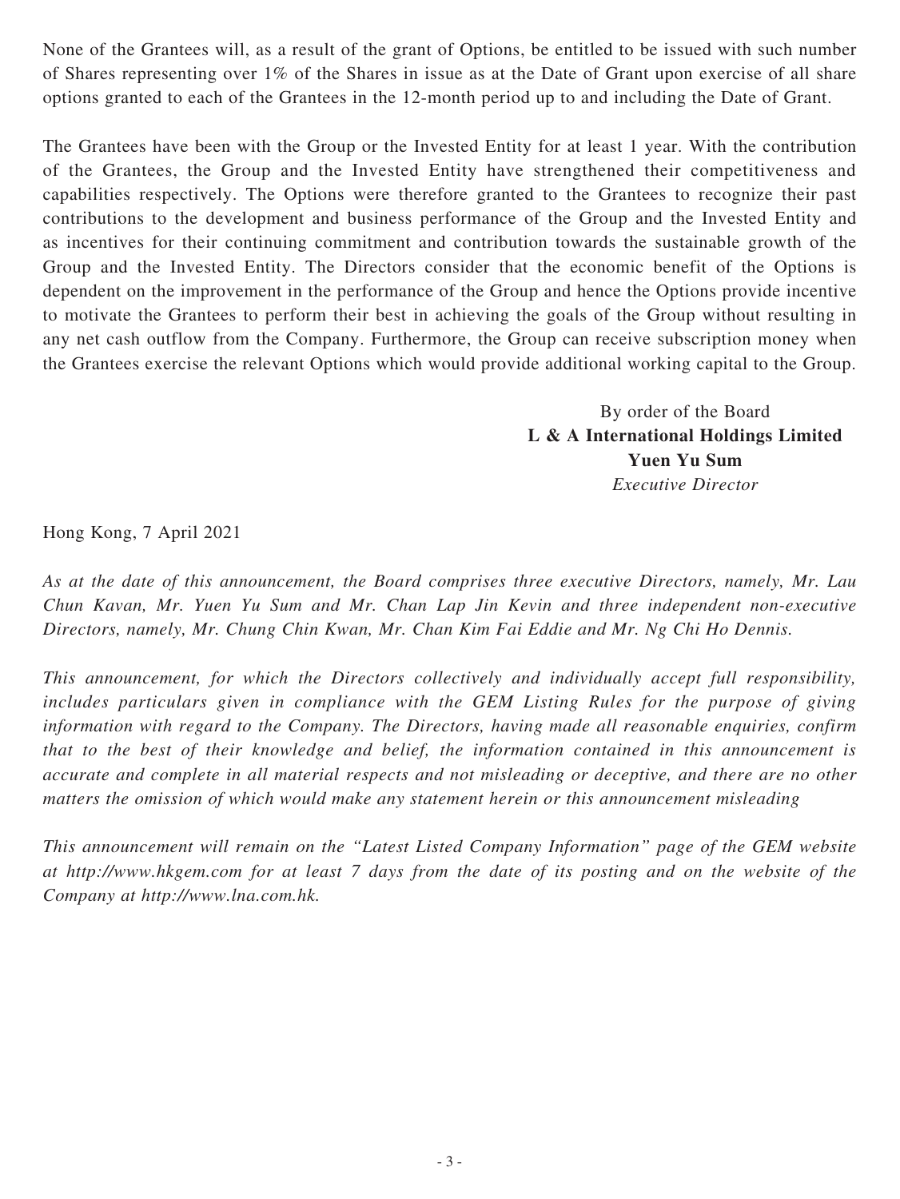None of the Grantees will, as a result of the grant of Options, be entitled to be issued with such number of Shares representing over 1% of the Shares in issue as at the Date of Grant upon exercise of all share options granted to each of the Grantees in the 12-month period up to and including the Date of Grant.

The Grantees have been with the Group or the Invested Entity for at least 1 year. With the contribution of the Grantees, the Group and the Invested Entity have strengthened their competitiveness and capabilities respectively. The Options were therefore granted to the Grantees to recognize their past contributions to the development and business performance of the Group and the Invested Entity and as incentives for their continuing commitment and contribution towards the sustainable growth of the Group and the Invested Entity. The Directors consider that the economic benefit of the Options is dependent on the improvement in the performance of the Group and hence the Options provide incentive to motivate the Grantees to perform their best in achieving the goals of the Group without resulting in any net cash outflow from the Company. Furthermore, the Group can receive subscription money when the Grantees exercise the relevant Options which would provide additional working capital to the Group.

By order of the Board
**L & A International Holdings Limited**
**Yuen Yu Sum**
*Executive Director*

Hong Kong, 7 April 2021

*As at the date of this announcement, the Board comprises three executive Directors, namely, Mr. Lau Chun Kavan, Mr. Yuen Yu Sum and Mr. Chan Lap Jin Kevin and three independent non-executive Directors, namely, Mr. Chung Chin Kwan, Mr. Chan Kim Fai Eddie and Mr. Ng Chi Ho Dennis.*

*This announcement, for which the Directors collectively and individually accept full responsibility, includes particulars given in compliance with the GEM Listing Rules for the purpose of giving information with regard to the Company. The Directors, having made all reasonable enquiries, confirm that to the best of their knowledge and belief, the information contained in this announcement is accurate and complete in all material respects and not misleading or deceptive, and there are no other matters the omission of which would make any statement herein or this announcement misleading*

*This announcement will remain on the "Latest Listed Company Information" page of the GEM website at http://www.hkgem.com for at least 7 days from the date of its posting and on the website of the Company at http://www.lna.com.hk.*